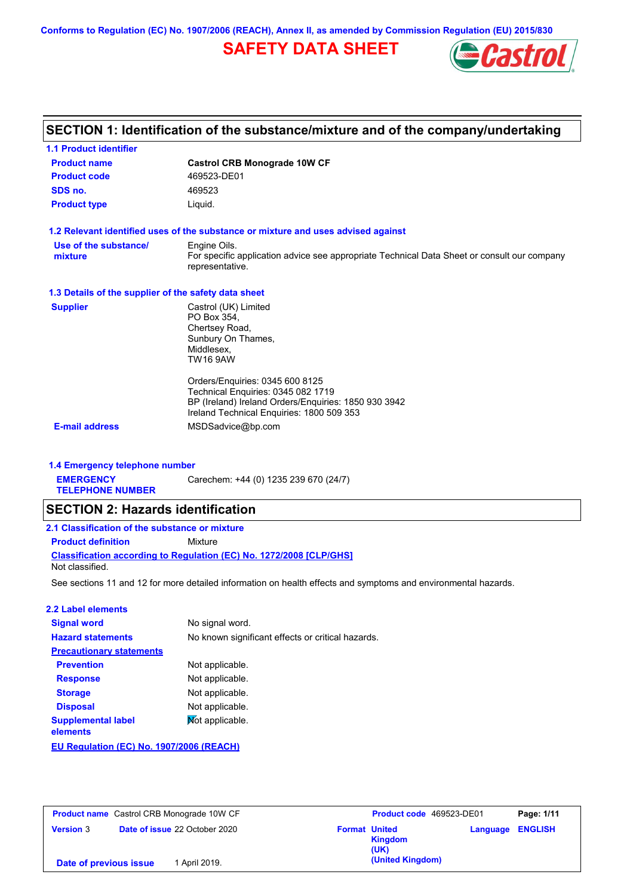Conforms to Regulation (EC) No. 1907/2006 (REACH), Annex II, as amended by Commission Regulation (EU) 2015/830

# SAFETY DATA SHEET

## SECTION 1: Identification of the substance/mixture and of the company/undertaking

### 1.1 Product identifier

**Product name** Castrol CRB Monograde 10W CF

**Product code** 469523-DE01

**SDS no.** 469523

**Product type** Liquid.

### 1.2 Relevant identified uses of the substance or mixture and uses advised against

**Use of the substance/mixture** Engine Oils.
For specific application advice see appropriate Technical Data Sheet or consult our company representative.

### 1.3 Details of the supplier of the safety data sheet

**Supplier**
Castrol (UK) Limited
PO Box 354,
Chertsey Road,
Sunbury On Thames,
Middlesex,
TW16 9AW

Orders/Enquiries: 0345 600 8125
Technical Enquiries: 0345 082 1719
BP (Ireland) Ireland Orders/Enquiries: 1850 930 3942
Ireland Technical Enquiries: 1800 509 353

**E-mail address** MSDSadvice@bp.com

### 1.4 Emergency telephone number

**EMERGENCY TELEPHONE NUMBER** Carechem: +44 (0) 1235 239 670 (24/7)

## SECTION 2: Hazards identification

### 2.1 Classification of the substance or mixture

**Product definition** Mixture

**Classification according to Regulation (EC) No. 1272/2008 [CLP/GHS]**
Not classified.

See sections 11 and 12 for more detailed information on health effects and symptoms and environmental hazards.

### 2.2 Label elements

**Signal word** No signal word.

**Hazard statements** No known significant effects or critical hazards.

**Precautionary statements**

**Prevention** Not applicable.

**Response** Not applicable.

**Storage** Not applicable.

**Disposal** Not applicable.

**Supplemental label elements** Not applicable.

**EU Regulation (EC) No. 1907/2006 (REACH)**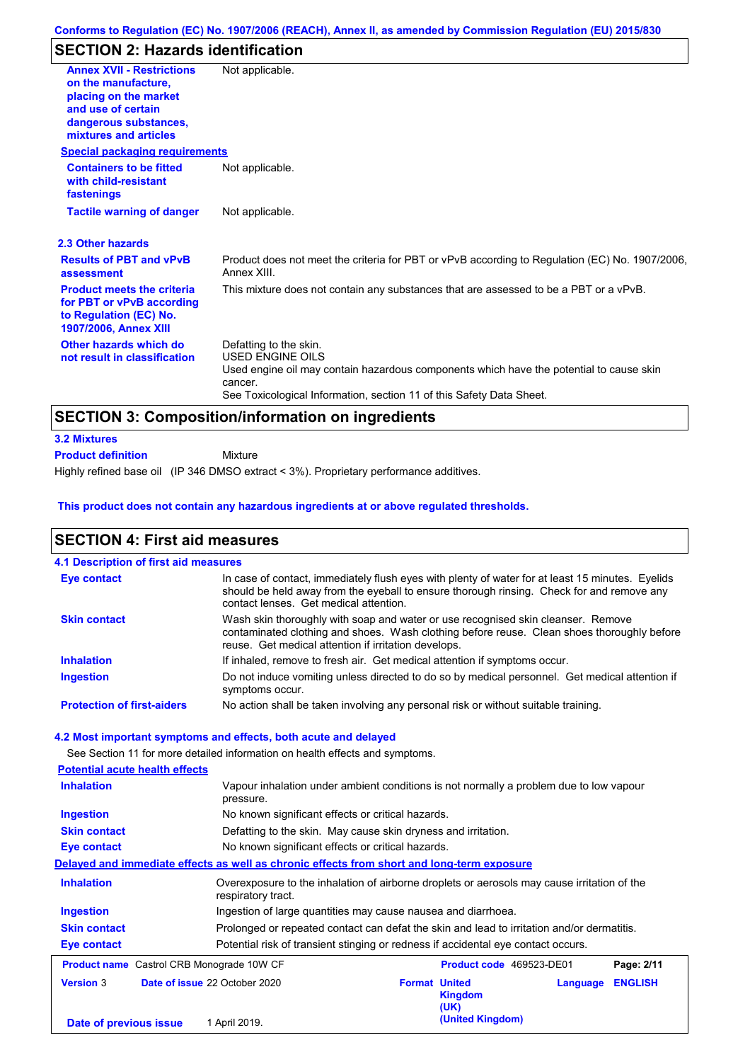## SECTION 2: Hazards identification

| | |
|---|---|
| **Annex XVII - Restrictions on the manufacture, placing on the market and use of certain dangerous substances, mixtures and articles** | Not applicable. |

**Special packaging requirements**

| | |
|---|---|
| **Containers to be fitted with child-resistant fastenings** | Not applicable. |
| **Tactile warning of danger** | Not applicable. |

### 2.3 Other hazards

| | |
|---|---|
| **Results of PBT and vPvB assessment** | Product does not meet the criteria for PBT or vPvB according to Regulation (EC) No. 1907/2006, Annex XIII. |
| **Product meets the criteria for PBT or vPvB according to Regulation (EC) No. 1907/2006, Annex XIII** | This mixture does not contain any substances that are assessed to be a PBT or a vPvB. |
| **Other hazards which do not result in classification** | Defatting to the skin.<br>USED ENGINE OILS<br>Used engine oil may contain hazardous components which have the potential to cause skin cancer.<br>See Toxicological Information, section 11 of this Safety Data Sheet. |

## SECTION 3: Composition/information on ingredients

### 3.2 Mixtures

**Product definition** Mixture

Highly refined base oil (IP 346 DMSO extract < 3%). Proprietary performance additives.

**This product does not contain any hazardous ingredients at or above regulated thresholds.**

## SECTION 4: First aid measures

### 4.1 Description of first aid measures

| | |
|---|---|
| **Eye contact** | In case of contact, immediately flush eyes with plenty of water for at least 15 minutes. Eyelids should be held away from the eyeball to ensure thorough rinsing. Check for and remove any contact lenses. Get medical attention. |
| **Skin contact** | Wash skin thoroughly with soap and water or use recognised skin cleanser. Remove contaminated clothing and shoes. Wash clothing before reuse. Clean shoes thoroughly before reuse. Get medical attention if irritation develops. |
| **Inhalation** | If inhaled, remove to fresh air. Get medical attention if symptoms occur. |
| **Ingestion** | Do not induce vomiting unless directed to do so by medical personnel. Get medical attention if symptoms occur. |
| **Protection of first-aiders** | No action shall be taken involving any personal risk or without suitable training. |

### 4.2 Most important symptoms and effects, both acute and delayed

See Section 11 for more detailed information on health effects and symptoms.

**Potential acute health effects**

| | |
|---|---|
| **Inhalation** | Vapour inhalation under ambient conditions is not normally a problem due to low vapour pressure. |
| **Ingestion** | No known significant effects or critical hazards. |
| **Skin contact** | Defatting to the skin. May cause skin dryness and irritation. |
| **Eye contact** | No known significant effects or critical hazards. |

**Delayed and immediate effects as well as chronic effects from short and long-term exposure**

| | |
|---|---|
| **Inhalation** | Overexposure to the inhalation of airborne droplets or aerosols may cause irritation of the respiratory tract. |
| **Ingestion** | Ingestion of large quantities may cause nausea and diarrhoea. |
| **Skin contact** | Prolonged or repeated contact can defat the skin and lead to irritation and/or dermatitis. |
| **Eye contact** | Potential risk of transient stinging or redness if accidental eye contact occurs. |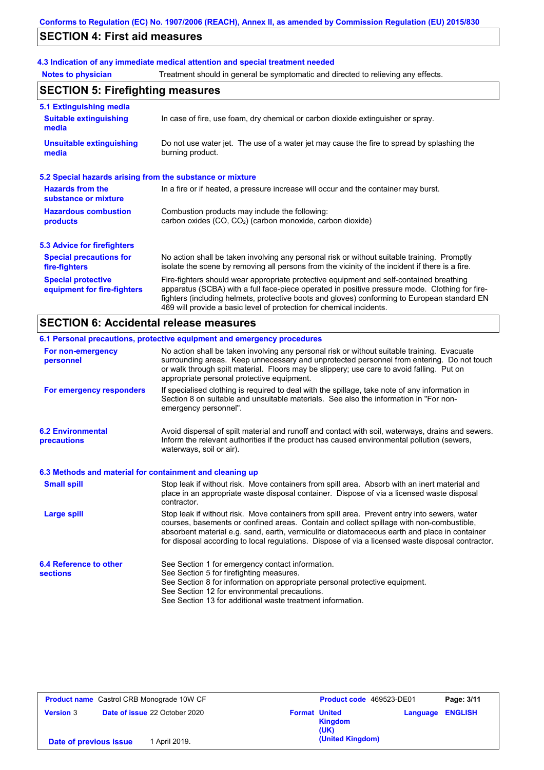## SECTION 4: First aid measures

### 4.3 Indication of any immediate medical attention and special treatment needed

**Notes to physician** Treatment should in general be symptomatic and directed to relieving any effects.

## SECTION 5: Firefighting measures

### 5.1 Extinguishing media

**Suitable extinguishing media** In case of fire, use foam, dry chemical or carbon dioxide extinguisher or spray.

**Unsuitable extinguishing media** Do not use water jet. The use of a water jet may cause the fire to spread by splashing the burning product.

### 5.2 Special hazards arising from the substance or mixture

**Hazards from the substance or mixture** In a fire or if heated, a pressure increase will occur and the container may burst.

**Hazardous combustion products** Combustion products may include the following:
carbon oxides (CO, $CO_2$) (carbon monoxide, carbon dioxide)

### 5.3 Advice for firefighters

**Special precautions for fire-fighters** No action shall be taken involving any personal risk or without suitable training. Promptly isolate the scene by removing all persons from the vicinity of the incident if there is a fire.

**Special protective equipment for fire-fighters** Fire-fighters should wear appropriate protective equipment and self-contained breathing apparatus (SCBA) with a full face-piece operated in positive pressure mode. Clothing for fire-fighters (including helmets, protective boots and gloves) conforming to European standard EN 469 will provide a basic level of protection for chemical incidents.

## SECTION 6: Accidental release measures

### 6.1 Personal precautions, protective equipment and emergency procedures

**For non-emergency personnel** No action shall be taken involving any personal risk or without suitable training. Evacuate surrounding areas. Keep unnecessary and unprotected personnel from entering. Do not touch or walk through spilt material. Floors may be slippery; use care to avoid falling. Put on appropriate personal protective equipment.

**For emergency responders** If specialised clothing is required to deal with the spillage, take note of any information in Section 8 on suitable and unsuitable materials. See also the information in "For non-emergency personnel".

### 6.2 Environmental precautions

Avoid dispersal of spilt material and runoff and contact with soil, waterways, drains and sewers. Inform the relevant authorities if the product has caused environmental pollution (sewers, waterways, soil or air).

### 6.3 Methods and material for containment and cleaning up

**Small spill** Stop leak if without risk. Move containers from spill area. Absorb with an inert material and place in an appropriate waste disposal container. Dispose of via a licensed waste disposal contractor.

**Large spill** Stop leak if without risk. Move containers from spill area. Prevent entry into sewers, water courses, basements or confined areas. Contain and collect spillage with non-combustible, absorbent material e.g. sand, earth, vermiculite or diatomaceous earth and place in container for disposal according to local regulations. Dispose of via a licensed waste disposal contractor.

### 6.4 Reference to other sections

See Section 1 for emergency contact information.
See Section 5 for firefighting measures.
See Section 8 for information on appropriate personal protective equipment.
See Section 12 for environmental precautions.
See Section 13 for additional waste treatment information.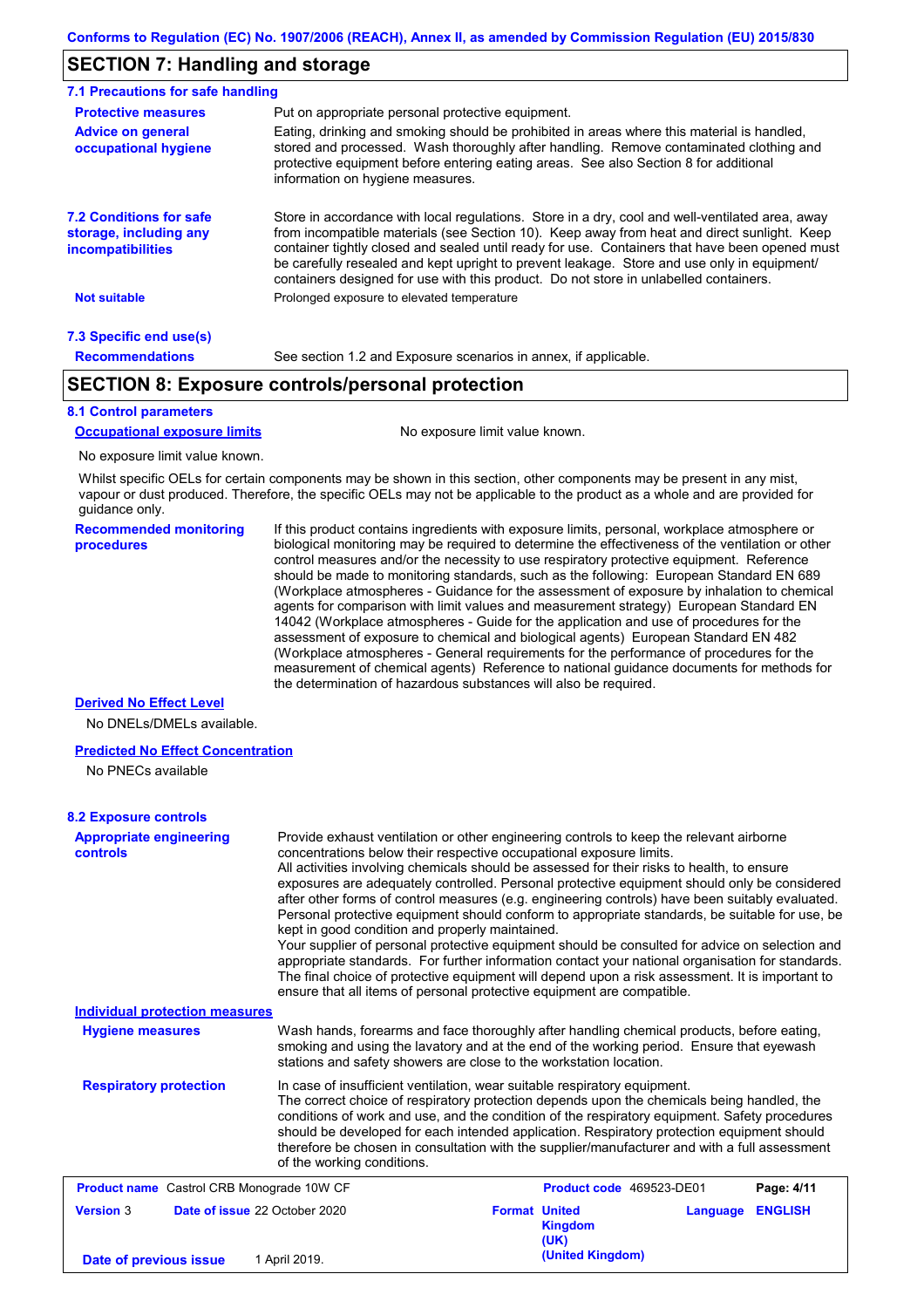## SECTION 7: Handling and storage

### 7.1 Precautions for safe handling

**Protective measures**: Put on appropriate personal protective equipment.

**Advice on general occupational hygiene**: Eating, drinking and smoking should be prohibited in areas where this material is handled, stored and processed. Wash thoroughly after handling. Remove contaminated clothing and protective equipment before entering eating areas. See also Section 8 for additional information on hygiene measures.

### 7.2 Conditions for safe storage, including any incompatibilities

Store in accordance with local regulations. Store in a dry, cool and well-ventilated area, away from incompatible materials (see Section 10). Keep away from heat and direct sunlight. Keep container tightly closed and sealed until ready for use. Containers that have been opened must be carefully resealed and kept upright to prevent leakage. Store and use only in equipment/ containers designed for use with this product. Do not store in unlabelled containers.

**Not suitable**: Prolonged exposure to elevated temperature

### 7.3 Specific end use(s)

**Recommendations**: See section 1.2 and Exposure scenarios in annex, if applicable.

## SECTION 8: Exposure controls/personal protection

### 8.1 Control parameters

**Occupational exposure limits**: No exposure limit value known.

No exposure limit value known.

Whilst specific OELs for certain components may be shown in this section, other components may be present in any mist, vapour or dust produced. Therefore, the specific OELs may not be applicable to the product as a whole and are provided for guidance only.

**Recommended monitoring procedures**: If this product contains ingredients with exposure limits, personal, workplace atmosphere or biological monitoring may be required to determine the effectiveness of the ventilation or other control measures and/or the necessity to use respiratory protective equipment. Reference should be made to monitoring standards, such as the following: European Standard EN 689 (Workplace atmospheres - Guidance for the assessment of exposure by inhalation to chemical agents for comparison with limit values and measurement strategy) European Standard EN 14042 (Workplace atmospheres - Guide for the application and use of procedures for the assessment of exposure to chemical and biological agents) European Standard EN 482 (Workplace atmospheres - General requirements for the performance of procedures for the measurement of chemical agents) Reference to national guidance documents for methods for the determination of hazardous substances will also be required.

**Derived No Effect Level**

No DNELs/DMELs available.

**Predicted No Effect Concentration**

No PNECs available

### 8.2 Exposure controls

**Appropriate engineering controls**: Provide exhaust ventilation or other engineering controls to keep the relevant airborne concentrations below their respective occupational exposure limits.
All activities involving chemicals should be assessed for their risks to health, to ensure exposures are adequately controlled. Personal protective equipment should only be considered after other forms of control measures (e.g. engineering controls) have been suitably evaluated. Personal protective equipment should conform to appropriate standards, be suitable for use, be kept in good condition and properly maintained.
Your supplier of personal protective equipment should be consulted for advice on selection and appropriate standards. For further information contact your national organisation for standards. The final choice of protective equipment will depend upon a risk assessment. It is important to ensure that all items of personal protective equipment are compatible.

**Individual protection measures**

**Hygiene measures**: Wash hands, forearms and face thoroughly after handling chemical products, before eating, smoking and using the lavatory and at the end of the working period. Ensure that eyewash stations and safety showers are close to the workstation location.

**Respiratory protection**: In case of insufficient ventilation, wear suitable respiratory equipment.
The correct choice of respiratory protection depends upon the chemicals being handled, the conditions of work and use, and the condition of the respiratory equipment. Safety procedures should be developed for each intended application. Respiratory protection equipment should therefore be chosen in consultation with the supplier/manufacturer and with a full assessment of the working conditions.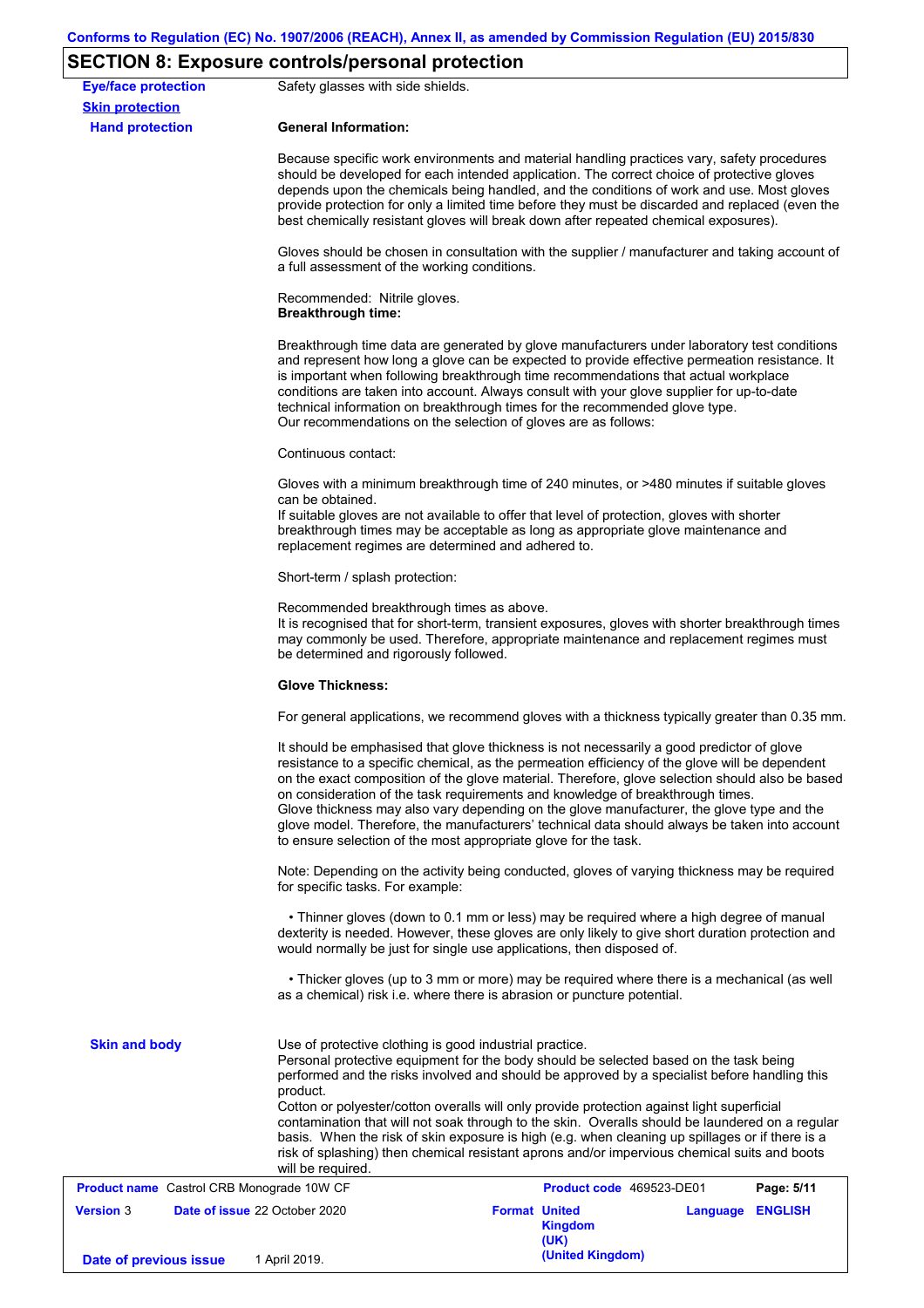## SECTION 8: Exposure controls/personal protection

**Eye/face protection** Safety glasses with side shields.

**Skin protection**

**Hand protection**

**General Information:**

Because specific work environments and material handling practices vary, safety procedures should be developed for each intended application. The correct choice of protective gloves depends upon the chemicals being handled, and the conditions of work and use. Most gloves provide protection for only a limited time before they must be discarded and replaced (even the best chemically resistant gloves will break down after repeated chemical exposures).

Gloves should be chosen in consultation with the supplier / manufacturer and taking account of a full assessment of the working conditions.

Recommended: Nitrile gloves.
**Breakthrough time:**

Breakthrough time data are generated by glove manufacturers under laboratory test conditions and represent how long a glove can be expected to provide effective permeation resistance. It is important when following breakthrough time recommendations that actual workplace conditions are taken into account. Always consult with your glove supplier for up-to-date technical information on breakthrough times for the recommended glove type.
Our recommendations on the selection of gloves are as follows:

Continuous contact:

Gloves with a minimum breakthrough time of 240 minutes, or >480 minutes if suitable gloves can be obtained.
If suitable gloves are not available to offer that level of protection, gloves with shorter breakthrough times may be acceptable as long as appropriate glove maintenance and replacement regimes are determined and adhered to.

Short-term / splash protection:

Recommended breakthrough times as above.
It is recognised that for short-term, transient exposures, gloves with shorter breakthrough times may commonly be used. Therefore, appropriate maintenance and replacement regimes must be determined and rigorously followed.

**Glove Thickness:**

For general applications, we recommend gloves with a thickness typically greater than 0.35 mm.

It should be emphasised that glove thickness is not necessarily a good predictor of glove resistance to a specific chemical, as the permeation efficiency of the glove will be dependent on the exact composition of the glove material. Therefore, glove selection should also be based on consideration of the task requirements and knowledge of breakthrough times.
Glove thickness may also vary depending on the glove manufacturer, the glove type and the glove model. Therefore, the manufacturers' technical data should always be taken into account to ensure selection of the most appropriate glove for the task.

Note: Depending on the activity being conducted, gloves of varying thickness may be required for specific tasks. For example:

- Thinner gloves (down to 0.1 mm or less) may be required where a high degree of manual dexterity is needed. However, these gloves are only likely to give short duration protection and would normally be just for single use applications, then disposed of.

- Thicker gloves (up to 3 mm or more) may be required where there is a mechanical (as well as a chemical) risk i.e. where there is abrasion or puncture potential.

**Skin and body**

Use of protective clothing is good industrial practice.
Personal protective equipment for the body should be selected based on the task being performed and the risks involved and should be approved by a specialist before handling this product.
Cotton or polyester/cotton overalls will only provide protection against light superficial contamination that will not soak through to the skin. Overalls should be laundered on a regular basis. When the risk of skin exposure is high (e.g. when cleaning up spillages or if there is a risk of splashing) then chemical resistant aprons and/or impervious chemical suits and boots will be required.

| **Product name** Castrol CRB Monograde 10W CF | | **Product code** 469523-DE01 | **Page: 5/11** |
|---|---|---|---|
| **Version** 3 | **Date of issue** 22 October 2020 | **Format United Kingdom (UK) (United Kingdom)** | **Language ENGLISH** |
| **Date of previous issue** | 1 April 2019. | | |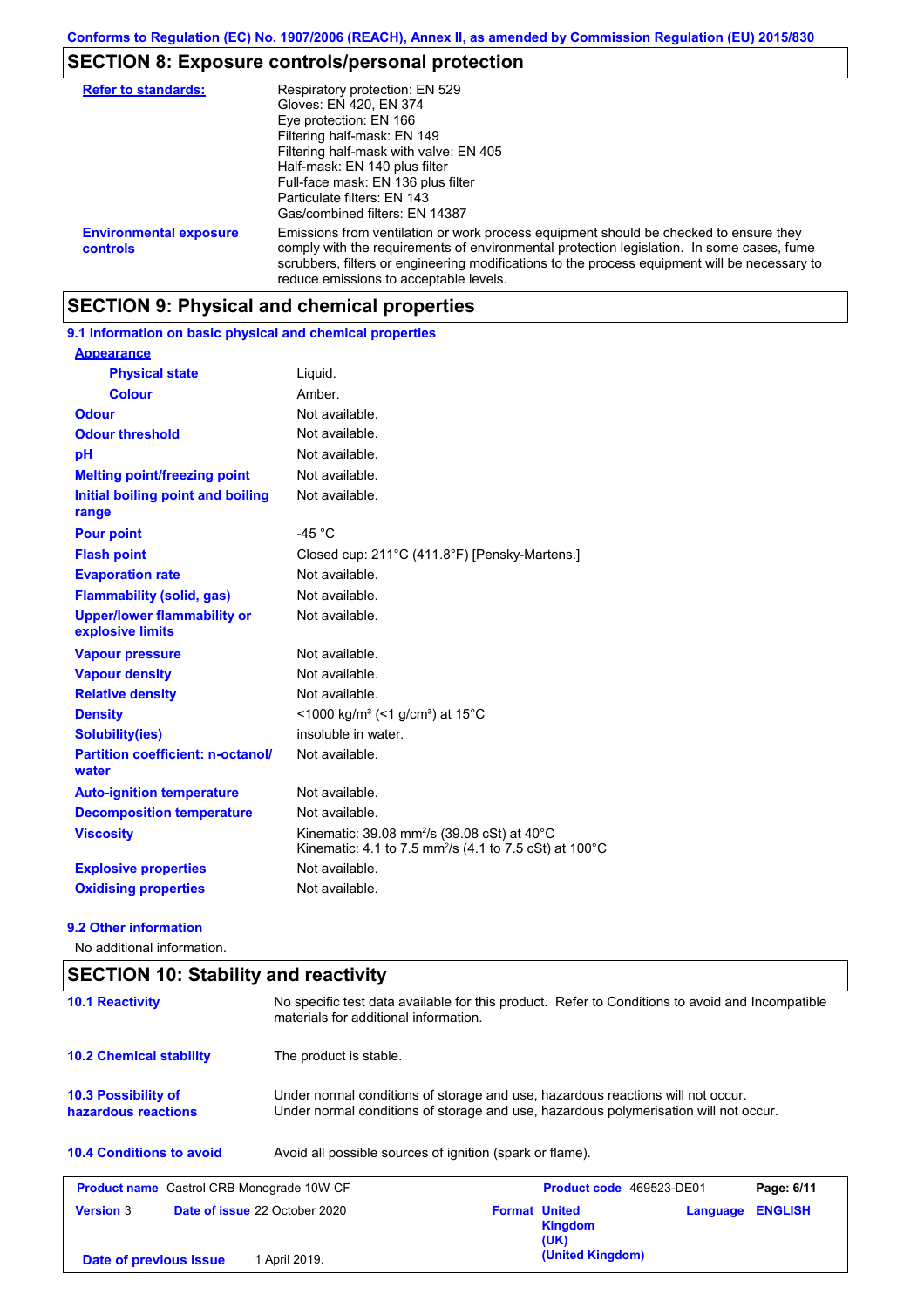## SECTION 8: Exposure controls/personal protection

| | |
|---|---|
| **Refer to standards:** | Respiratory protection: EN 529<br>Gloves: EN 420, EN 374<br>Eye protection: EN 166<br>Filtering half-mask: EN 149<br>Filtering half-mask with valve: EN 405<br>Half-mask: EN 140 plus filter<br>Full-face mask: EN 136 plus filter<br>Particulate filters: EN 143<br>Gas/combined filters: EN 14387 |
| **Environmental exposure controls** | Emissions from ventilation or work process equipment should be checked to ensure they comply with the requirements of environmental protection legislation. In some cases, fume scrubbers, filters or engineering modifications to the process equipment will be necessary to reduce emissions to acceptable levels. |

## SECTION 9: Physical and chemical properties

### 9.1 Information on basic physical and chemical properties

| | |
|---|---|
| **Appearance** | |
| **Physical state** | Liquid. |
| **Colour** | Amber. |
| **Odour** | Not available. |
| **Odour threshold** | Not available. |
| **pH** | Not available. |
| **Melting point/freezing point** | Not available. |
| **Initial boiling point and boiling range** | Not available. |
| **Pour point** | -45 °C |
| **Flash point** | Closed cup: 211°C (411.8°F) [Pensky-Martens.] |
| **Evaporation rate** | Not available. |
| **Flammability (solid, gas)** | Not available. |
| **Upper/lower flammability or explosive limits** | Not available. |
| **Vapour pressure** | Not available. |
| **Vapour density** | Not available. |
| **Relative density** | Not available. |
| **Density** | <1000 kg/m³ (<1 g/cm³) at 15°C |
| **Solubility(ies)** | insoluble in water. |
| **Partition coefficient: n-octanol/water** | Not available. |
| **Auto-ignition temperature** | Not available. |
| **Decomposition temperature** | Not available. |
| **Viscosity** | Kinematic: 39.08 $mm^2/s$ (39.08 cSt) at 40°C<br>Kinematic: 4.1 to 7.5 $mm^2/s$ (4.1 to 7.5 cSt) at 100°C |
| **Explosive properties** | Not available. |
| **Oxidising properties** | Not available. |

### 9.2 Other information

No additional information.

## SECTION 10: Stability and reactivity

| | |
|---|---|
| **10.1 Reactivity** | No specific test data available for this product. Refer to Conditions to avoid and Incompatible materials for additional information. |
| **10.2 Chemical stability** | The product is stable. |
| **10.3 Possibility of hazardous reactions** | Under normal conditions of storage and use, hazardous reactions will not occur.<br>Under normal conditions of storage and use, hazardous polymerisation will not occur. |
| **10.4 Conditions to avoid** | Avoid all possible sources of ignition (spark or flame). |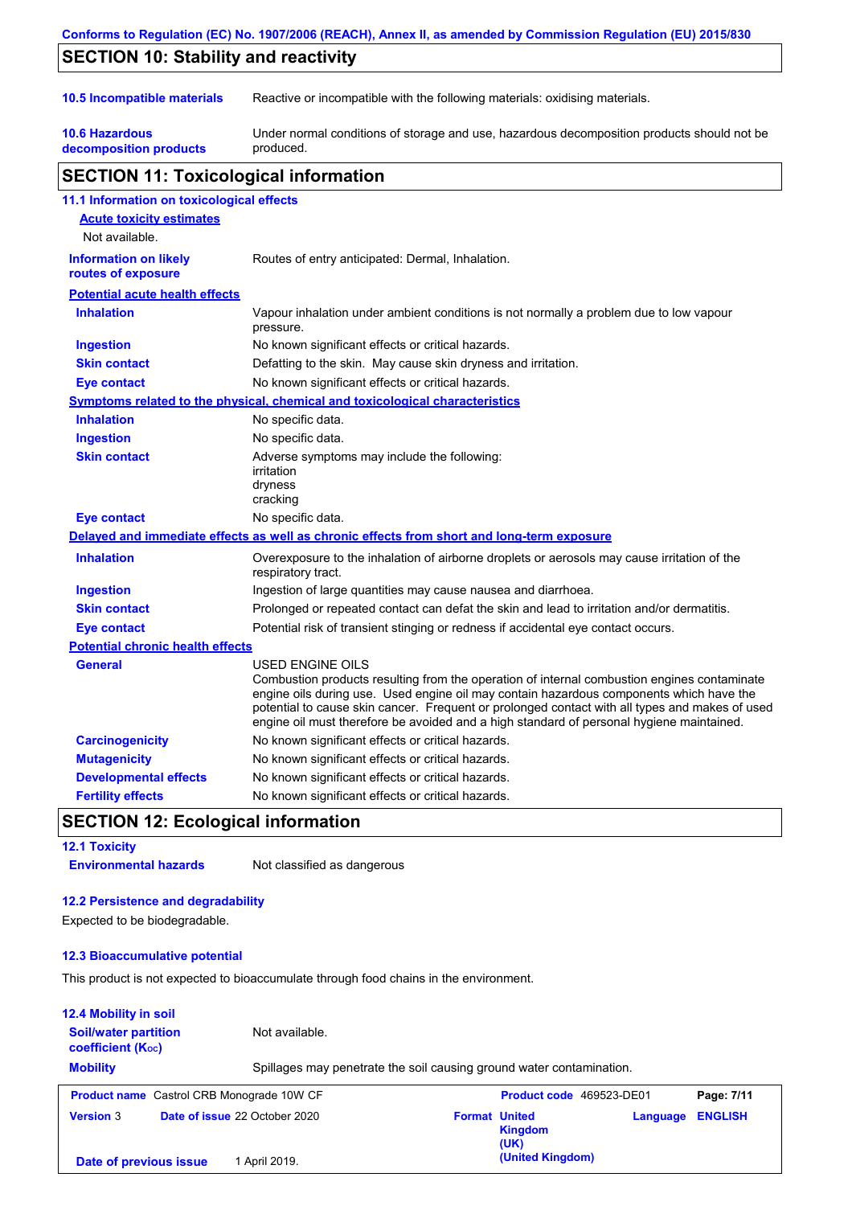## SECTION 10: Stability and reactivity

**10.5 Incompatible materials** Reactive or incompatible with the following materials: oxidising materials.

**10.6 Hazardous decomposition products** Under normal conditions of storage and use, hazardous decomposition products should not be produced.

## SECTION 11: Toxicological information

### 11.1 Information on toxicological effects

**Acute toxicity estimates**

Not available.

**Information on likely routes of exposure** Routes of entry anticipated: Dermal, Inhalation.

**Potential acute health effects**

| | |
|---|---|
| **Inhalation** | Vapour inhalation under ambient conditions is not normally a problem due to low vapour pressure. |
| **Ingestion** | No known significant effects or critical hazards. |
| **Skin contact** | Defatting to the skin. May cause skin dryness and irritation. |
| **Eye contact** | No known significant effects or critical hazards. |

**Symptoms related to the physical, chemical and toxicological characteristics**

| | |
|---|---|
| **Inhalation** | No specific data. |
| **Ingestion** | No specific data. |
| **Skin contact** | Adverse symptoms may include the following: irritation dryness cracking |
| **Eye contact** | No specific data. |

**Delayed and immediate effects as well as chronic effects from short and long-term exposure**

| | |
|---|---|
| **Inhalation** | Overexposure to the inhalation of airborne droplets or aerosols may cause irritation of the respiratory tract. |
| **Ingestion** | Ingestion of large quantities may cause nausea and diarrhoea. |
| **Skin contact** | Prolonged or repeated contact can defat the skin and lead to irritation and/or dermatitis. |
| **Eye contact** | Potential risk of transient stinging or redness if accidental eye contact occurs. |

**Potential chronic health effects**

| | |
|---|---|
| **General** | USED ENGINE OILS Combustion products resulting from the operation of internal combustion engines contaminate engine oils during use. Used engine oil may contain hazardous components which have the potential to cause skin cancer. Frequent or prolonged contact with all types and makes of used engine oil must therefore be avoided and a high standard of personal hygiene maintained. |
| **Carcinogenicity** | No known significant effects or critical hazards. |
| **Mutagenicity** | No known significant effects or critical hazards. |
| **Developmental effects** | No known significant effects or critical hazards. |
| **Fertility effects** | No known significant effects or critical hazards. |

## SECTION 12: Ecological information

### 12.1 Toxicity

**Environmental hazards** Not classified as dangerous

### 12.2 Persistence and degradability

Expected to be biodegradable.

### 12.3 Bioaccumulative potential

This product is not expected to bioaccumulate through food chains in the environment.

### 12.4 Mobility in soil

**Soil/water partition coefficient ($K_{OC}$)** Not available.

**Mobility** Spillages may penetrate the soil causing ground water contamination.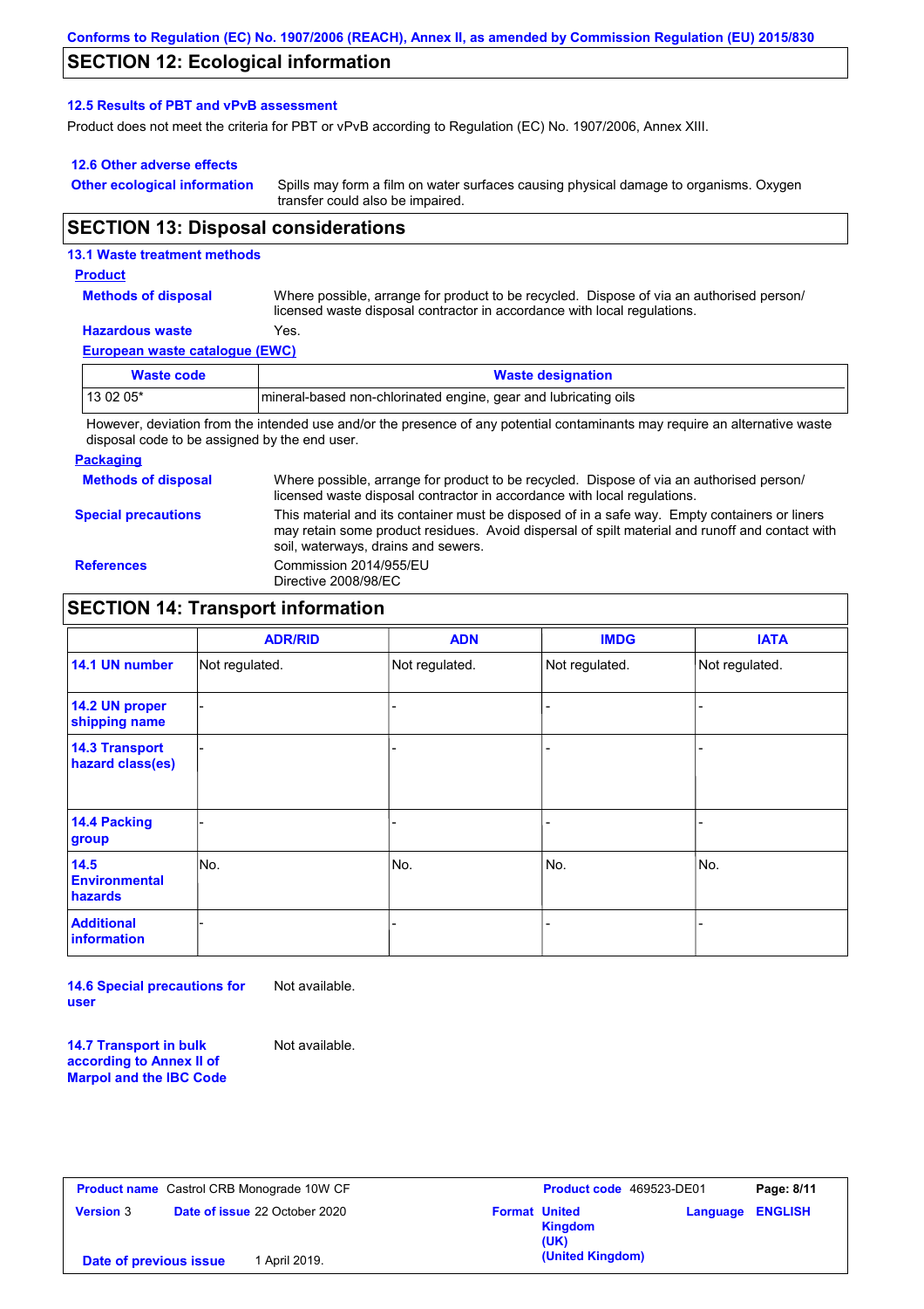## SECTION 12: Ecological information

### 12.5 Results of PBT and vPvB assessment

Product does not meet the criteria for PBT or vPvB according to Regulation (EC) No. 1907/2006, Annex XIII.

### 12.6 Other adverse effects

**Other ecological information** Spills may form a film on water surfaces causing physical damage to organisms. Oxygen transfer could also be impaired.

## SECTION 13: Disposal considerations

### 13.1 Waste treatment methods

**Product**

**Methods of disposal** Where possible, arrange for product to be recycled. Dispose of via an authorised person/ licensed waste disposal contractor in accordance with local regulations.

**Hazardous waste** Yes.

**European waste catalogue (EWC)**

| Waste code | Waste designation |
|---|---|
| 13 02 05* | mineral-based non-chlorinated engine, gear and lubricating oils |

However, deviation from the intended use and/or the presence of any potential contaminants may require an alternative waste disposal code to be assigned by the end user.

**Packaging**

**Methods of disposal** Where possible, arrange for product to be recycled. Dispose of via an authorised person/ licensed waste disposal contractor in accordance with local regulations.

**Special precautions** This material and its container must be disposed of in a safe way. Empty containers or liners may retain some product residues. Avoid dispersal of spilt material and runoff and contact with soil, waterways, drains and sewers.

**References** Commission 2014/955/EU
Directive 2008/98/EC

## SECTION 14: Transport information

| | ADR/RID | ADN | IMDG | IATA |
|---|---|---|---|---|
| 14.1 UN number | Not regulated. | Not regulated. | Not regulated. | Not regulated. |
| 14.2 UN proper shipping name | - | - | - | - |
| 14.3 Transport hazard class(es) | - | - | - | - |
| 14.4 Packing group | - | - | - | - |
| 14.5 Environmental hazards | No. | No. | No. | No. |
| Additional information | - | - | - | - |

**14.6 Special precautions for user** Not available.

**14.7 Transport in bulk according to Annex II of Marpol and the IBC Code** Not available.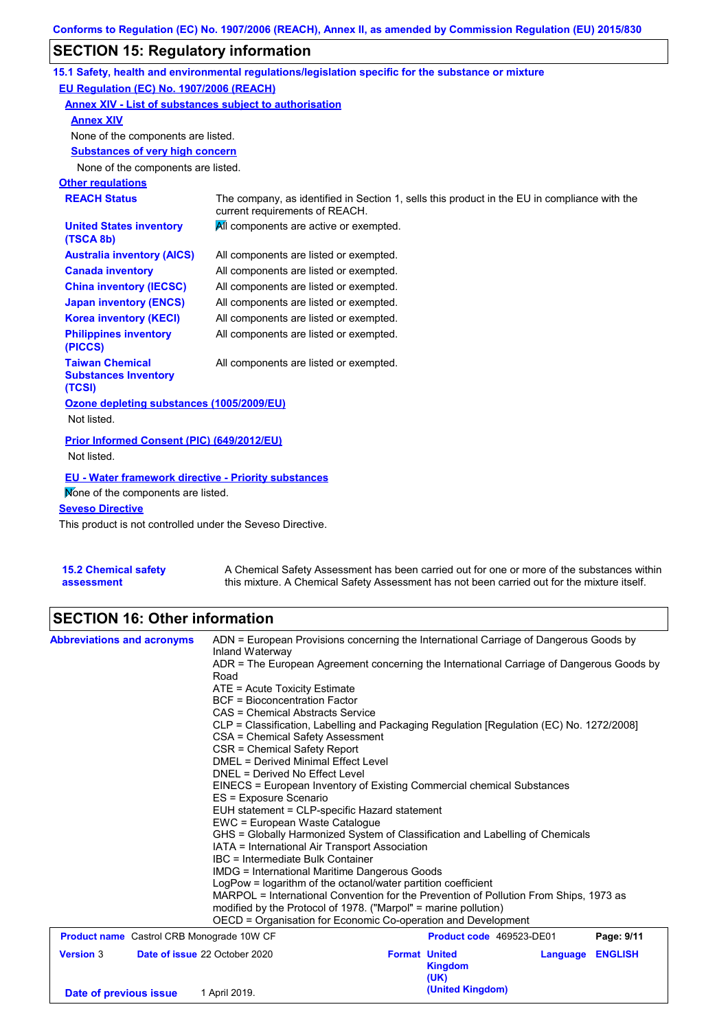## SECTION 15: Regulatory information

### 15.1 Safety, health and environmental regulations/legislation specific for the substance or mixture

**EU Regulation (EC) No. 1907/2006 (REACH)**

**Annex XIV - List of substances subject to authorisation**

**Annex XIV**

None of the components are listed.

**Substances of very high concern**

None of the components are listed.

**Other regulations**

| | |
|---|---|
| **REACH Status** | The company, as identified in Section 1, sells this product in the EU in compliance with the current requirements of REACH. |
| **United States inventory (TSCA 8b)** | All components are active or exempted. |
| **Australia inventory (AICS)** | All components are listed or exempted. |
| **Canada inventory** | All components are listed or exempted. |
| **China inventory (IECSC)** | All components are listed or exempted. |
| **Japan inventory (ENCS)** | All components are listed or exempted. |
| **Korea inventory (KECI)** | All components are listed or exempted. |
| **Philippines inventory (PICCS)** | All components are listed or exempted. |
| **Taiwan Chemical Substances Inventory (TCSI)** | All components are listed or exempted. |

**Ozone depleting substances (1005/2009/EU)**

Not listed.

**Prior Informed Consent (PIC) (649/2012/EU)**

Not listed.

**EU - Water framework directive - Priority substances**

None of the components are listed.

**Seveso Directive**

This product is not controlled under the Seveso Directive.

**15.2 Chemical safety assessment** — A Chemical Safety Assessment has been carried out for one or more of the substances within this mixture. A Chemical Safety Assessment has not been carried out for the mixture itself.

## SECTION 16: Other information

**Abbreviations and acronyms**

ADN = European Provisions concerning the International Carriage of Dangerous Goods by Inland Waterway
ADR = The European Agreement concerning the International Carriage of Dangerous Goods by Road
ATE = Acute Toxicity Estimate
BCF = Bioconcentration Factor
CAS = Chemical Abstracts Service
CLP = Classification, Labelling and Packaging Regulation [Regulation (EC) No. 1272/2008]
CSA = Chemical Safety Assessment
CSR = Chemical Safety Report
DMEL = Derived Minimal Effect Level
DNEL = Derived No Effect Level
EINECS = European Inventory of Existing Commercial chemical Substances
ES = Exposure Scenario
EUH statement = CLP-specific Hazard statement
EWC = European Waste Catalogue
GHS = Globally Harmonized System of Classification and Labelling of Chemicals
IATA = International Air Transport Association
IBC = Intermediate Bulk Container
IMDG = International Maritime Dangerous Goods
LogPow = logarithm of the octanol/water partition coefficient
MARPOL = International Convention for the Prevention of Pollution From Ships, 1973 as modified by the Protocol of 1978. ("Marpol" = marine pollution)
OECD = Organisation for Economic Co-operation and Development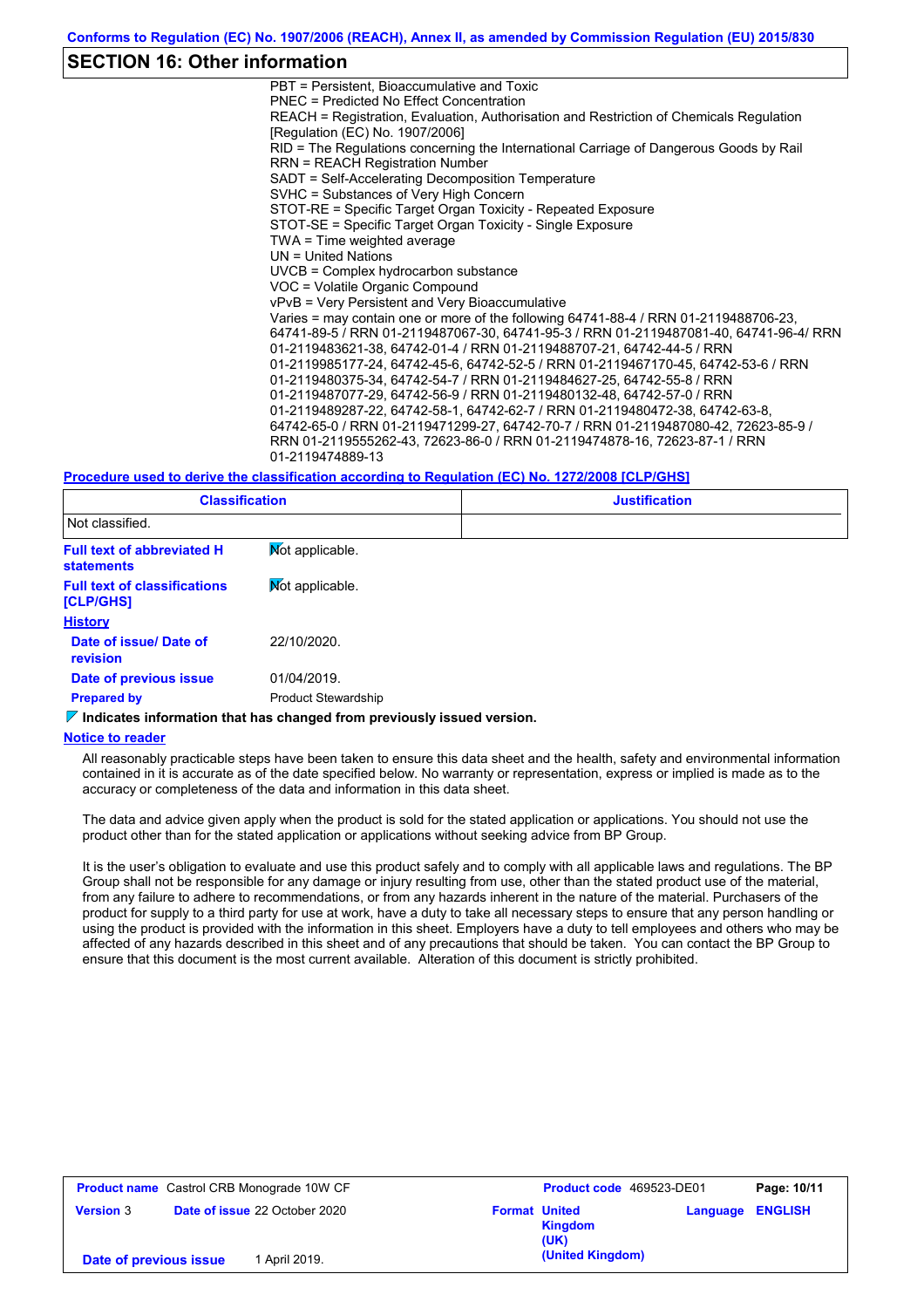## SECTION 16: Other information

PBT = Persistent, Bioaccumulative and Toxic
PNEC = Predicted No Effect Concentration
REACH = Registration, Evaluation, Authorisation and Restriction of Chemicals Regulation [Regulation (EC) No. 1907/2006]
RID = The Regulations concerning the International Carriage of Dangerous Goods by Rail
RRN = REACH Registration Number
SADT = Self-Accelerating Decomposition Temperature
SVHC = Substances of Very High Concern
STOT-RE = Specific Target Organ Toxicity - Repeated Exposure
STOT-SE = Specific Target Organ Toxicity - Single Exposure
TWA = Time weighted average
UN = United Nations
UVCB = Complex hydrocarbon substance
VOC = Volatile Organic Compound
vPvB = Very Persistent and Very Bioaccumulative
Varies = may contain one or more of the following 64741-88-4 / RRN 01-2119488706-23, 64741-89-5 / RRN 01-2119487067-30, 64741-95-3 / RRN 01-2119487081-40, 64741-96-4/ RRN 01-2119483621-38, 64742-01-4 / RRN 01-2119488707-21, 64742-44-5 / RRN 01-2119985177-24, 64742-45-6, 64742-52-5 / RRN 01-2119467170-45, 64742-53-6 / RRN 01-2119480375-34, 64742-54-7 / RRN 01-2119484627-25, 64742-55-8 / RRN 01-2119487077-29, 64742-56-9 / RRN 01-2119480132-48, 64742-57-0 / RRN 01-2119489287-22, 64742-58-1, 64742-62-7 / RRN 01-2119480472-38, 64742-63-8, 64742-65-0 / RRN 01-2119471299-27, 64742-70-7 / RRN 01-2119487080-42, 72623-85-9 / RRN 01-2119555262-43, 72623-86-0 / RRN 01-2119474878-16, 72623-87-1 / RRN 01-2119474889-13

**Procedure used to derive the classification according to Regulation (EC) No. 1272/2008 [CLP/GHS]**

| Classification | Justification |
|---|---|
| Not classified. | |

**Full text of abbreviated H statements**: Not applicable.

**Full text of classifications [CLP/GHS]**: Not applicable.

**History**

**Date of issue/ Date of revision**: 22/10/2020.

**Date of previous issue**: 01/04/2019.

**Prepared by**: Product Stewardship

**Indicates information that has changed from previously issued version.**

**Notice to reader**

All reasonably practicable steps have been taken to ensure this data sheet and the health, safety and environmental information contained in it is accurate as of the date specified below. No warranty or representation, express or implied is made as to the accuracy or completeness of the data and information in this data sheet.

The data and advice given apply when the product is sold for the stated application or applications. You should not use the product other than for the stated application or applications without seeking advice from BP Group.

It is the user's obligation to evaluate and use this product safely and to comply with all applicable laws and regulations. The BP Group shall not be responsible for any damage or injury resulting from use, other than the stated product use of the material, from any failure to adhere to recommendations, or from any hazards inherent in the nature of the material. Purchasers of the product for supply to a third party for use at work, have a duty to take all necessary steps to ensure that any person handling or using the product is provided with the information in this sheet. Employers have a duty to tell employees and others who may be affected of any hazards described in this sheet and of any precautions that should be taken. You can contact the BP Group to ensure that this document is the most current available. Alteration of this document is strictly prohibited.